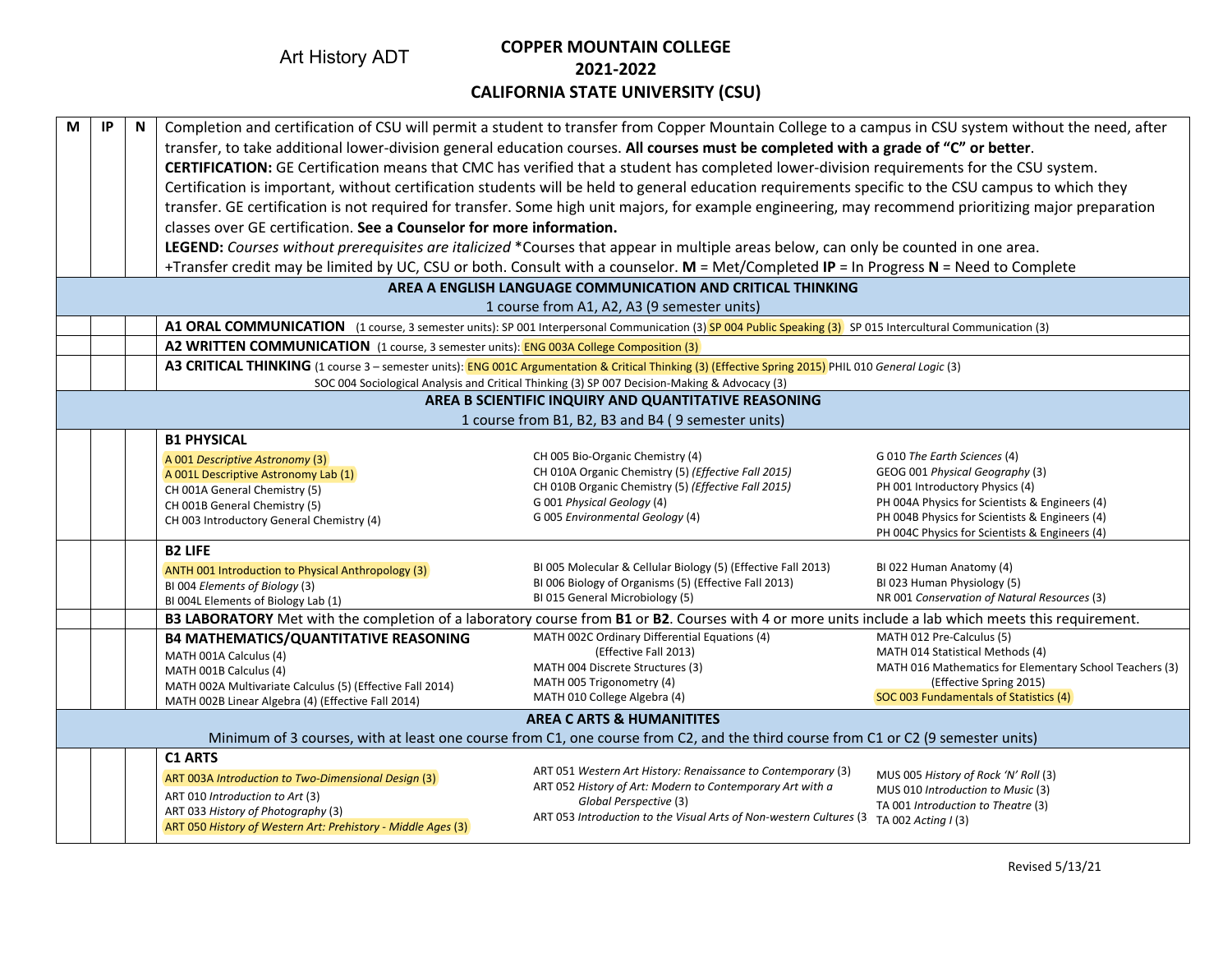Art History ADT

# COPPER MOUNTAIN COLLEGE
## 2021-2022
## CALIFORNIA STATE UNIVERSITY (CSU)

| M | IP | N | |
|---|---|---|---|
| | | | Completion and certification of CSU will permit a student to transfer from Copper Mountain College to a campus in CSU system without the need, after transfer, to take additional lower-division general education courses. **All courses must be completed with a grade of "C" or better**. **CERTIFICATION:** GE Certification means that CMC has verified that a student has completed lower-division requirements for the CSU system. Certification is important, without certification students will be held to general education requirements specific to the CSU campus to which they transfer. GE certification is not required for transfer. Some high unit majors, for example engineering, may recommend prioritizing major preparation classes over GE certification. **See a Counselor for more information.** **LEGEND:** *Courses without prerequisites are italicized* *Courses that appear in multiple areas below, can only be counted in one area. +Transfer credit may be limited by UC, CSU or both. Consult with a counselor. **M** = Met/Completed **IP** = In Progress **N** = Need to Complete |
| | | | **AREA A ENGLISH LANGUAGE COMMUNICATION AND CRITICAL THINKING** 1 course from A1, A2, A3 (9 semester units) |
| | | | **A1 ORAL COMMUNICATION** (1 course, 3 semester units): SP 001 Interpersonal Communication (3) SP 004 Public Speaking (3) SP 015 Intercultural Communication (3) |
| | | | **A2 WRITTEN COMMUNICATION** (1 course, 3 semester units): ENG 003A College Composition (3) |
| | | | **A3 CRITICAL THINKING** (1 course 3 – semester units): ENG 001C Argumentation & Critical Thinking (3) (Effective Spring 2015) PHIL 010 *General Logic* (3) SOC 004 Sociological Analysis and Critical Thinking (3) SP 007 Decision-Making & Advocacy (3) |
| | | | **AREA B SCIENTIFIC INQUIRY AND QUANTITATIVE REASONING** 1 course from B1, B2, B3 and B4 ( 9 semester units) |
| | | | **B1 PHYSICAL** A 001 *Descriptive Astronomy* (3); A 001L Descriptive Astronomy Lab (1); CH 001A General Chemistry (5); CH 001B General Chemistry (5); CH 003 Introductory General Chemistry (4); CH 005 Bio-Organic Chemistry (4); CH 010A Organic Chemistry (5) *(Effective Fall 2015)*; CH 010B Organic Chemistry (5) *(Effective Fall 2015)*; G 001 *Physical Geology* (4); G 005 *Environmental Geology* (4); G 010 *The Earth Sciences* (4); GEOG 001 *Physical Geography* (3); PH 001 Introductory Physics (4); PH 004A Physics for Scientists & Engineers (4); PH 004B Physics for Scientists & Engineers (4); PH 004C Physics for Scientists & Engineers (4) |
| | | | **B2 LIFE** ANTH 001 Introduction to Physical Anthropology (3); BI 004 *Elements of Biology* (3); BI 004L Elements of Biology Lab (1); BI 005 Molecular & Cellular Biology (5) (Effective Fall 2013); BI 006 Biology of Organisms (5) (Effective Fall 2013); BI 015 General Microbiology (5); BI 022 Human Anatomy (4); BI 023 Human Physiology (5); NR 001 *Conservation of Natural Resources* (3) |
| | | | **B3 LABORATORY** Met with the completion of a laboratory course from **B1** or **B2**. Courses with 4 or more units include a lab which meets this requirement. |
| | | | **B4 MATHEMATICS/QUANTITATIVE REASONING** MATH 001A Calculus (4); MATH 001B Calculus (4); MATH 002A Multivariate Calculus (5) (Effective Fall 2014); MATH 002B Linear Algebra (4) (Effective Fall 2014); MATH 002C Ordinary Differential Equations (4) (Effective Fall 2013); MATH 004 Discrete Structures (3); MATH 005 Trigonometry (4); MATH 010 College Algebra (4); MATH 012 Pre-Calculus (5); MATH 014 Statistical Methods (4); MATH 016 Mathematics for Elementary School Teachers (3) (Effective Spring 2015); SOC 003 Fundamentals of Statistics (4) |
| | | | **AREA C ARTS & HUMANITITES** Minimum of 3 courses, with at least one course from C1, one course from C2, and the third course from C1 or C2 (9 semester units) |
| | | | **C1 ARTS** ART 003A *Introduction to Two-Dimensional Design* (3); ART 010 *Introduction to Art* (3); ART 033 *History of Photography* (3); ART 050 *History of Western Art: Prehistory - Middle Ages* (3); ART 051 *Western Art History: Renaissance to Contemporary* (3); ART 052 *History of Art: Modern to Contemporary Art with a Global Perspective* (3); ART 053 *Introduction to the Visual Arts of Non-western Cultures* (3; MUS 005 *History of Rock 'N' Roll* (3); MUS 010 *Introduction to Music* (3); TA 001 *Introduction to Theatre* (3); TA 002 *Acting I* (3) |

Revised 5/13/21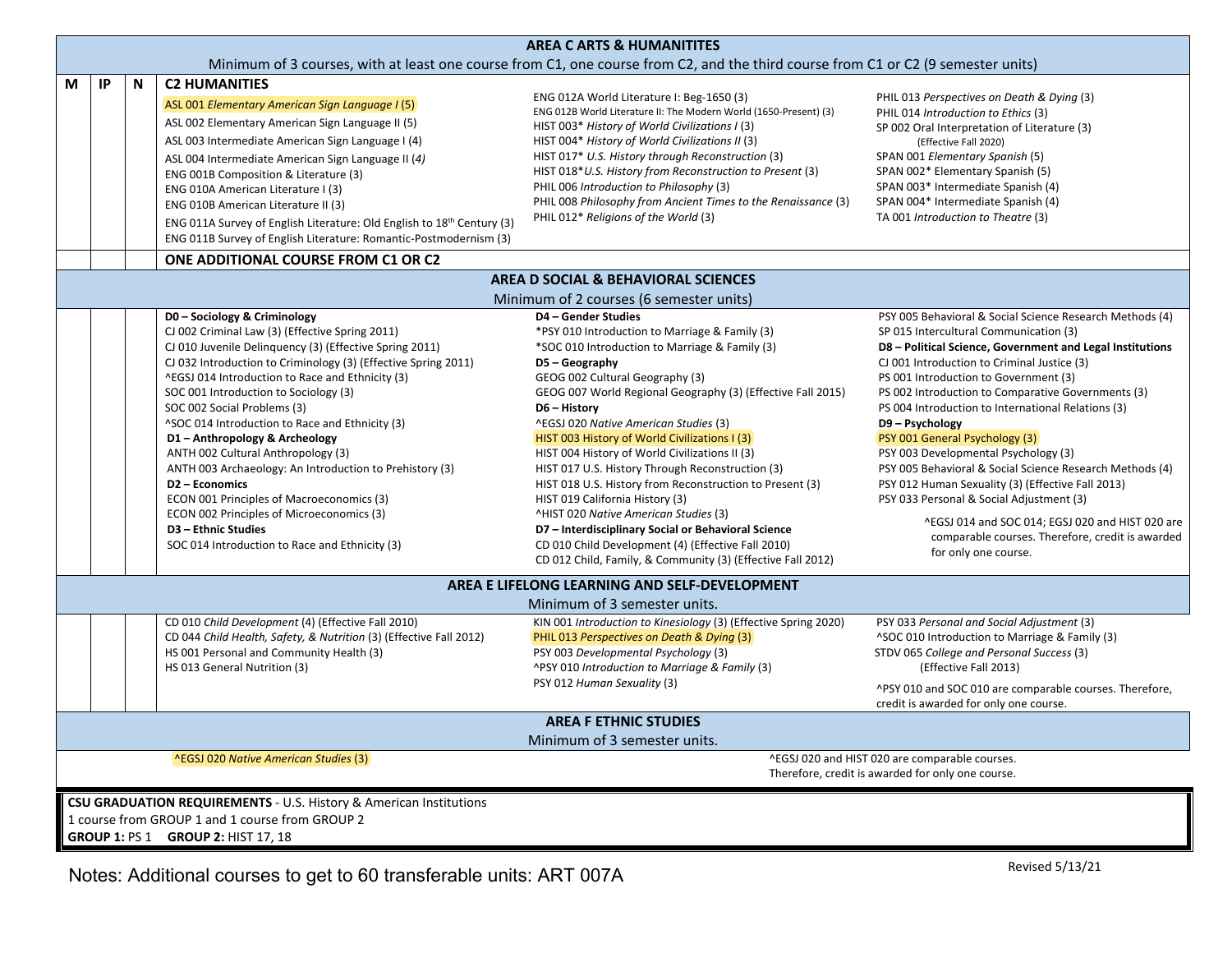## AREA C ARTS & HUMANITITES

Minimum of 3 courses, with at least one course from C1, one course from C2, and the third course from C1 or C2 (9 semester units)

| M | IP | N | C2 HUMANITIES |
|---|---|---|---|
| | | | ASL 001 *Elementary American Sign Language I* (5)<br>ASL 002 Elementary American Sign Language II (5)<br>ASL 003 Intermediate American Sign Language I (4)<br>ASL 004 Intermediate American Sign Language II (*4)*<br>ENG 001B Composition & Literature (3)<br>ENG 010A American Literature I (3)<br>ENG 010B American Literature II (3)<br>ENG 011A Survey of English Literature: Old English to 18th Century (3)<br>ENG 011B Survey of English Literature: Romantic-Postmodernism (3)<br>ENG 012A World Literature I: Beg-1650 (3)<br>ENG 012B World Literature II: The Modern World (1650-Present) (3)<br>HIST 003* *History of World Civilizations I* (3)<br>HIST 004* *History of World Civilizations II* (3)<br>HIST 017* *U.S. History through Reconstruction* (3)<br>HIST 018**U.S. History from Reconstruction to Present* (3)<br>PHIL 006 *Introduction to Philosophy* (3)<br>PHIL 008 *Philosophy from Ancient Times to the Renaissance* (3)<br>PHIL 012* *Religions of the World* (3)<br>PHIL 013 *Perspectives on Death & Dying* (3)<br>PHIL 014 *Introduction to Ethics* (3)<br>SP 002 Oral Interpretation of Literature (3) (Effective Fall 2020)<br>SPAN 001 *Elementary Spanish* (5)<br>SPAN 002* Elementary Spanish (5)<br>SPAN 003* Intermediate Spanish (4)<br>SPAN 004* Intermediate Spanish (4)<br>TA 001 *Introduction to Theatre* (3) |
| | | | **ONE ADDITIONAL COURSE FROM C1 OR C2** |

## AREA D SOCIAL & BEHAVIORAL SCIENCES

Minimum of 2 courses (6 semester units)

**D0 – Sociology & Criminology**
CJ 002 Criminal Law (3) (Effective Spring 2011)
CJ 010 Juvenile Delinquency (3) (Effective Spring 2011)
CJ 032 Introduction to Criminology (3) (Effective Spring 2011)
^EGSJ 014 Introduction to Race and Ethnicity (3)
SOC 001 Introduction to Sociology (3)
SOC 002 Social Problems (3)
^SOC 014 Introduction to Race and Ethnicity (3)

**D1 – Anthropology & Archeology**
ANTH 002 Cultural Anthropology (3)
ANTH 003 Archaeology: An Introduction to Prehistory (3)

**D2 – Economics**
ECON 001 Principles of Macroeconomics (3)
ECON 002 Principles of Microeconomics (3)

**D3 – Ethnic Studies**
SOC 014 Introduction to Race and Ethnicity (3)

**D4 – Gender Studies**
*PSY 010 Introduction to Marriage & Family (3)
*SOC 010 Introduction to Marriage & Family (3)

**D5 – Geography**
GEOG 002 Cultural Geography (3)
GEOG 007 World Regional Geography (3) (Effective Fall 2015)

**D6 – History**
^EGSJ 020 *Native American Studies* (3)
HIST 003 History of World Civilizations I (3)
HIST 004 History of World Civilizations II (3)
HIST 017 U.S. History Through Reconstruction (3)
HIST 018 U.S. History from Reconstruction to Present (3)
HIST 019 California History (3)
^HIST 020 *Native American Studies* (3)

**D7 – Interdisciplinary Social or Behavioral Science**
CD 010 Child Development (4) (Effective Fall 2010)
CD 012 Child, Family, & Community (3) (Effective Fall 2012)
PSY 005 Behavioral & Social Science Research Methods (4)
SP 015 Intercultural Communication (3)

**D8 – Political Science, Government and Legal Institutions**
CJ 001 Introduction to Criminal Justice (3)
PS 001 Introduction to Government (3)
PS 002 Introduction to Comparative Governments (3)
PS 004 Introduction to International Relations (3)

**D9 – Psychology**
PSY 001 General Psychology (3)
PSY 003 Developmental Psychology (3)
PSY 005 Behavioral & Social Science Research Methods (4)
PSY 012 Human Sexuality (3) (Effective Fall 2013)
PSY 033 Personal & Social Adjustment (3)

^EGSJ 014 and SOC 014; EGSJ 020 and HIST 020 are comparable courses. Therefore, credit is awarded for only one course.

## AREA E LIFELONG LEARNING AND SELF-DEVELOPMENT

Minimum of 3 semester units.

CD 010 *Child Development* (4) (Effective Fall 2010)
CD 044 *Child Health, Safety, & Nutrition* (3) (Effective Fall 2012)
HS 001 Personal and Community Health (3)
HS 013 General Nutrition (3)
KIN 001 *Introduction to Kinesiology* (3) (Effective Spring 2020)
PHIL 013 *Perspectives on Death & Dying* (3)
PSY 003 *Developmental Psychology* (3)
^PSY 010 *Introduction to Marriage & Family* (3)
PSY 012 *Human Sexuality* (3)
PSY 033 *Personal and Social Adjustment* (3)
^SOC 010 Introduction to Marriage & Family (3)
STDV 065 *College and Personal Success* (3) (Effective Fall 2013)

^PSY 010 and SOC 010 are comparable courses. Therefore, credit is awarded for only one course.

## AREA F ETHNIC STUDIES

Minimum of 3 semester units.

^EGSJ 020 *Native American Studies* (3)

^EGSJ 020 and HIST 020 are comparable courses. Therefore, credit is awarded for only one course.

**CSU GRADUATION REQUIREMENTS** - U.S. History & American Institutions
1 course from GROUP 1 and 1 course from GROUP 2
**GROUP 1:** PS 1 **GROUP 2:** HIST 17, 18

Notes: Additional courses to get to 60 transferable units: ART 007A

Revised 5/13/21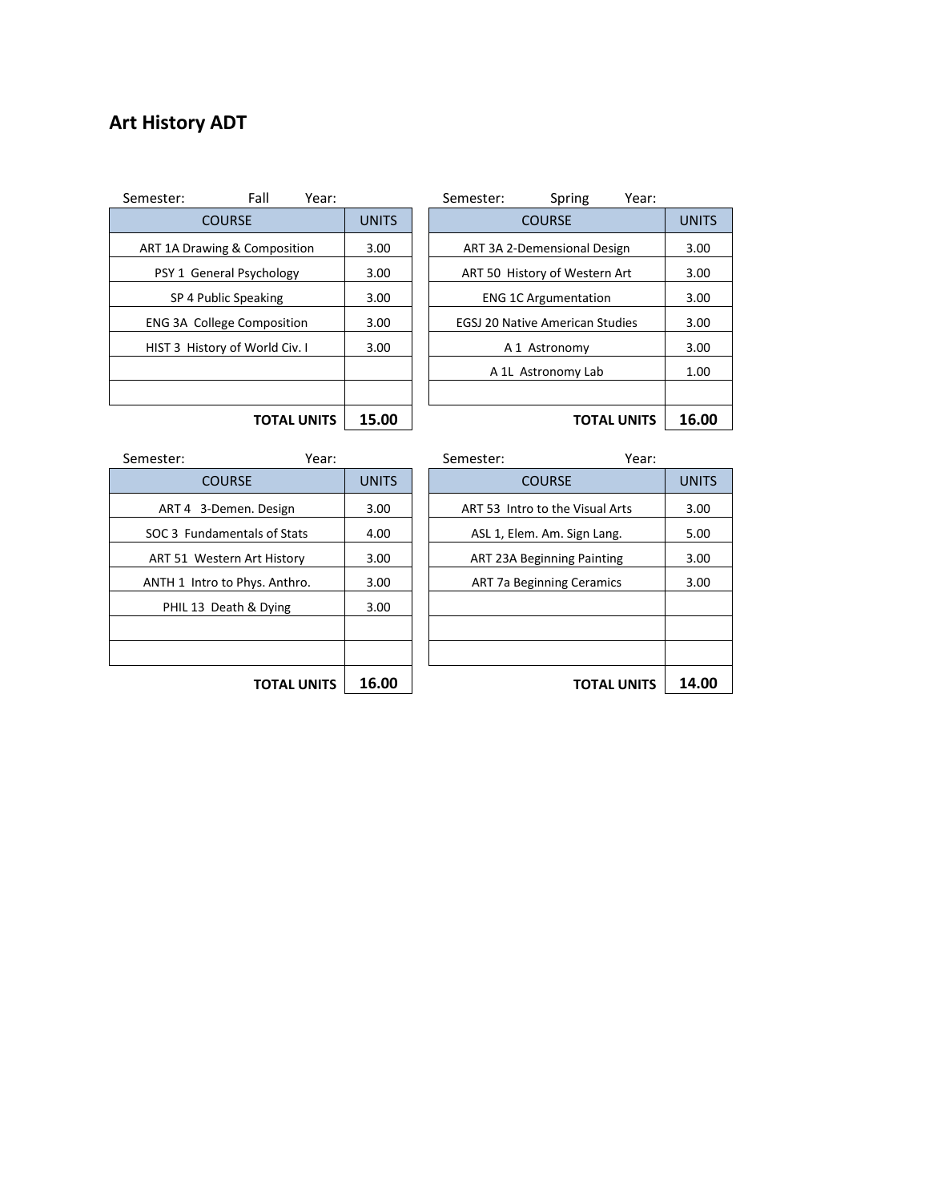# Art History ADT

Semester: Fall Year:

| COURSE | UNITS |
| --- | --- |
| ART 1A Drawing & Composition | 3.00 |
| PSY 1 General Psychology | 3.00 |
| SP 4 Public Speaking | 3.00 |
| ENG 3A College Composition | 3.00 |
| HIST 3 History of World Civ. I | 3.00 |
| | |
| | |
| **TOTAL UNITS** | **15.00** |

Semester: Spring Year:

| COURSE | UNITS |
| --- | --- |
| ART 3A 2-Demensional Design | 3.00 |
| ART 50 History of Western Art | 3.00 |
| ENG 1C Argumentation | 3.00 |
| EGSJ 20 Native American Studies | 3.00 |
| A 1 Astronomy | 3.00 |
| A 1L Astronomy Lab | 1.00 |
| | |
| **TOTAL UNITS** | **16.00** |

Semester: Year:

| COURSE | UNITS |
| --- | --- |
| ART 4 3-Demen. Design | 3.00 |
| SOC 3 Fundamentals of Stats | 4.00 |
| ART 51 Western Art History | 3.00 |
| ANTH 1 Intro to Phys. Anthro. | 3.00 |
| PHIL 13 Death & Dying | 3.00 |
| | |
| | |
| **TOTAL UNITS** | **16.00** |

Semester: Year:

| COURSE | UNITS |
| --- | --- |
| ART 53 Intro to the Visual Arts | 3.00 |
| ASL 1, Elem. Am. Sign Lang. | 5.00 |
| ART 23A Beginning Painting | 3.00 |
| ART 7a Beginning Ceramics | 3.00 |
| | |
| | |
| | |
| **TOTAL UNITS** | **14.00** |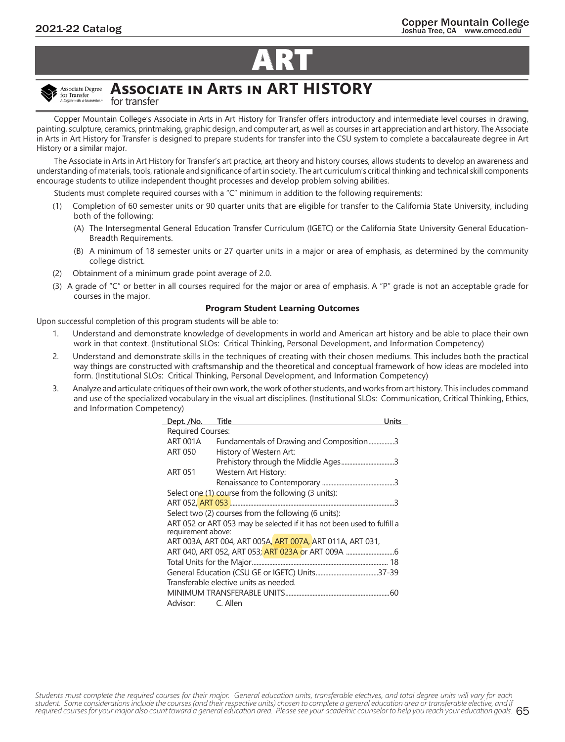# ART

## Associate in Arts in ART HISTORY for transfer

Copper Mountain College's Associate in Arts in Art History for Transfer offers introductory and intermediate level courses in drawing, painting, sculpture, ceramics, printmaking, graphic design, and computer art, as well as courses in art appreciation and art history. The Associate in Arts in Art History for Transfer is designed to prepare students for transfer into the CSU system to complete a baccalaureate degree in Art History or a similar major.

The Associate in Arts in Art History for Transfer's art practice, art theory and history courses, allows students to develop an awareness and understanding of materials, tools, rationale and significance of art in society. The art curriculum's critical thinking and technical skill components encourage students to utilize independent thought processes and develop problem solving abilities.

Students must complete required courses with a "C" minimum in addition to the following requirements:

(1) Completion of 60 semester units or 90 quarter units that are eligible for transfer to the California State University, including both of the following:

(A) The Intersegmental General Education Transfer Curriculum (IGETC) or the California State University General Education-Breadth Requirements.

(B) A minimum of 18 semester units or 27 quarter units in a major or area of emphasis, as determined by the community college district.

(2) Obtainment of a minimum grade point average of 2.0.

(3) A grade of "C" or better in all courses required for the major or area of emphasis. A "P" grade is not an acceptable grade for courses in the major.

**Program Student Learning Outcomes**

Upon successful completion of this program students will be able to:

1. Understand and demonstrate knowledge of developments in world and American art history and be able to place their own work in that context. (Institutional SLOs: Critical Thinking, Personal Development, and Information Competency)
2. Understand and demonstrate skills in the techniques of creating with their chosen mediums. This includes both the practical way things are constructed with craftsmanship and the theoretical and conceptual framework of how ideas are modeled into form. (Institutional SLOs: Critical Thinking, Personal Development, and Information Competency)
3. Analyze and articulate critiques of their own work, the work of other students, and works from art history. This includes command and use of the specialized vocabulary in the visual art disciplines. (Institutional SLOs: Communication, Critical Thinking, Ethics, and Information Competency)

| Dept. /No. | Title | Units |
|---|---|---|
| Required Courses: | | |
| ART 001A | Fundamentals of Drawing and Composition | 3 |
| ART 050 | History of Western Art: Prehistory through the Middle Ages | 3 |
| ART 051 | Western Art History: Renaissance to Contemporary | 3 |
| Select one (1) course from the following (3 units): | | |
| ART 052, ART 053 | | 3 |
| Select two (2) courses from the following (6 units): | | |
| ART 052 or ART 053 may be selected if it has not been used to fulfill a requirement above: | | |
| ART 003A, ART 004, ART 005A, ART 007A, ART 011A, ART 031, ART 040, ART 052, ART 053; ART 023A or ART 009A | | 6 |
| Total Units for the Major | | 18 |
| General Education (CSU GE or IGETC) Units | | 37-39 |
| Transferable elective units as needed. | | |
| MINIMUM TRANSFERABLE UNITS | | 60 |
| Advisor: | C. Allen | |

*Students must complete the required courses for their major. General education units, transferable electives, and total degree units will vary for each student. Some considerations include the courses (and their respective units) chosen to complete a general education area or transferable elective, and if required courses for your major also count toward a general education area. Please see your academic counselor to help you reach your education goals.*